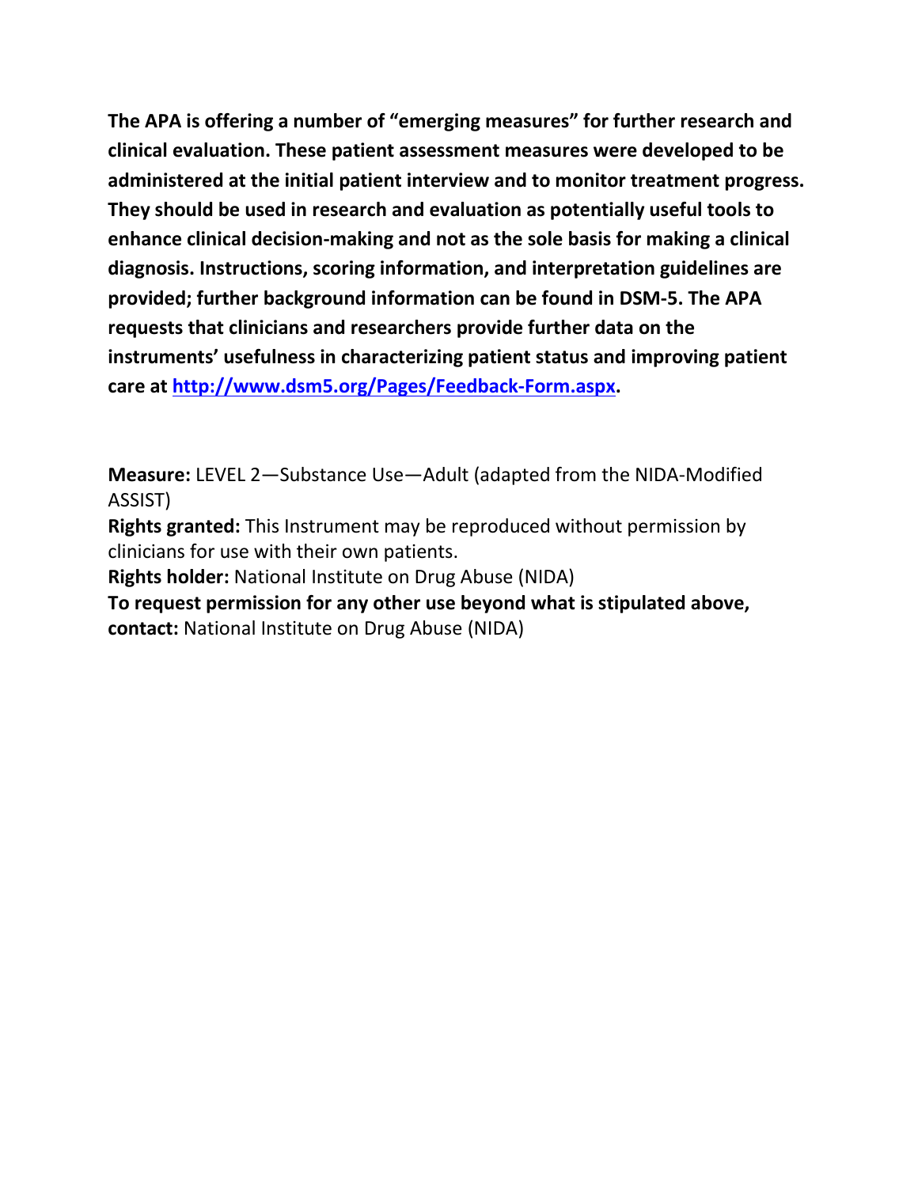**The APA is offering a number of "emerging measures" for further research and clinical evaluation. These patient assessment measures were developed to be administered at the initial patient interview and to monitor treatment progress. They should be used in research and evaluation as potentially useful tools to enhance clinical decision-making and not as the sole basis for making a clinical diagnosis. Instructions, scoring information, and interpretation guidelines are provided; further background information can be found in DSM-5. The APA requests that clinicians and researchers provide further data on the instruments' usefulness in characterizing patient status and improving patient care at [http://www.dsm5.org/Pages/Feedback-Form.aspx](http://www.dsm5.org/Pages/Feedback-Form.aspx).**

**Measure:** LEVEL 2—Substance Use—Adult (adapted from the NIDA-Modified ASSIST)

**Rights granted:** This Instrument may be reproduced without permission by clinicians for use with their own patients.

**Rights holder:** National Institute on Drug Abuse (NIDA)

**To request permission for any other use beyond what is stipulated above, contact:** National Institute on Drug Abuse (NIDA)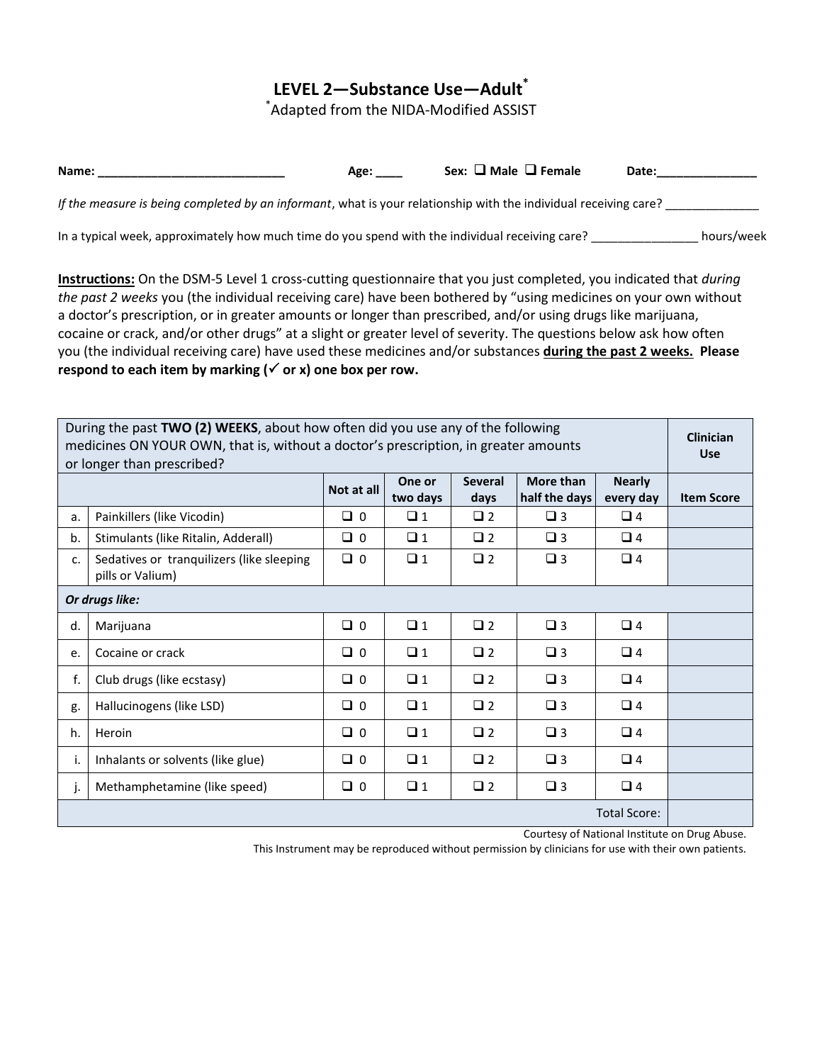# LEVEL 2—Substance Use—Adult*

*Adapted from the NIDA-Modified ASSIST

**Name:** ____________________________ **Age:** ____ **Sex:** ❑ Male ❑ Female **Date:**_______________

*If the measure is being completed by an informant*, what is your relationship with the individual receiving care? ______________

In a typical week, approximately how much time do you spend with the individual receiving care? ________________ hours/week

**Instructions:** On the DSM-5 Level 1 cross-cutting questionnaire that you just completed, you indicated that *during the past 2 weeks* you (the individual receiving care) have been bothered by "using medicines on your own without a doctor's prescription, or in greater amounts or longer than prescribed, and/or using drugs like marijuana, cocaine or crack, and/or other drugs" at a slight or greater level of severity. The questions below ask how often you (the individual receiving care) have used these medicines and/or substances **during the past 2 weeks. Please respond to each item by marking (✓ or x) one box per row.**

| During the past **TWO (2) WEEKS**, about how often did you use any of the following medicines ON YOUR OWN, that is, without a doctor's prescription, in greater amounts or longer than prescribed? | | | | | | | **Clinician Use** |
|---|---|---|---|---|---|---|---|
| | | **Not at all** | **One or two days** | **Several days** | **More than half the days** | **Nearly every day** | **Item Score** |
| a. | Painkillers (like Vicodin) | ❑ 0 | ❑ 1 | ❑ 2 | ❑ 3 | ❑ 4 | |
| b. | Stimulants (like Ritalin, Adderall) | ❑ 0 | ❑ 1 | ❑ 2 | ❑ 3 | ❑ 4 | |
| c. | Sedatives or tranquilizers (like sleeping pills or Valium) | ❑ 0 | ❑ 1 | ❑ 2 | ❑ 3 | ❑ 4 | |
| ***Or drugs like:*** | | | | | | | |
| d. | Marijuana | ❑ 0 | ❑ 1 | ❑ 2 | ❑ 3 | ❑ 4 | |
| e. | Cocaine or crack | ❑ 0 | ❑ 1 | ❑ 2 | ❑ 3 | ❑ 4 | |
| f. | Club drugs (like ecstasy) | ❑ 0 | ❑ 1 | ❑ 2 | ❑ 3 | ❑ 4 | |
| g. | Hallucinogens (like LSD) | ❑ 0 | ❑ 1 | ❑ 2 | ❑ 3 | ❑ 4 | |
| h. | Heroin | ❑ 0 | ❑ 1 | ❑ 2 | ❑ 3 | ❑ 4 | |
| i. | Inhalants or solvents (like glue) | ❑ 0 | ❑ 1 | ❑ 2 | ❑ 3 | ❑ 4 | |
| j. | Methamphetamine (like speed) | ❑ 0 | ❑ 1 | ❑ 2 | ❑ 3 | ❑ 4 | |
| | | | | | | Total Score: | |

Courtesy of National Institute on Drug Abuse.

This Instrument may be reproduced without permission by clinicians for use with their own patients.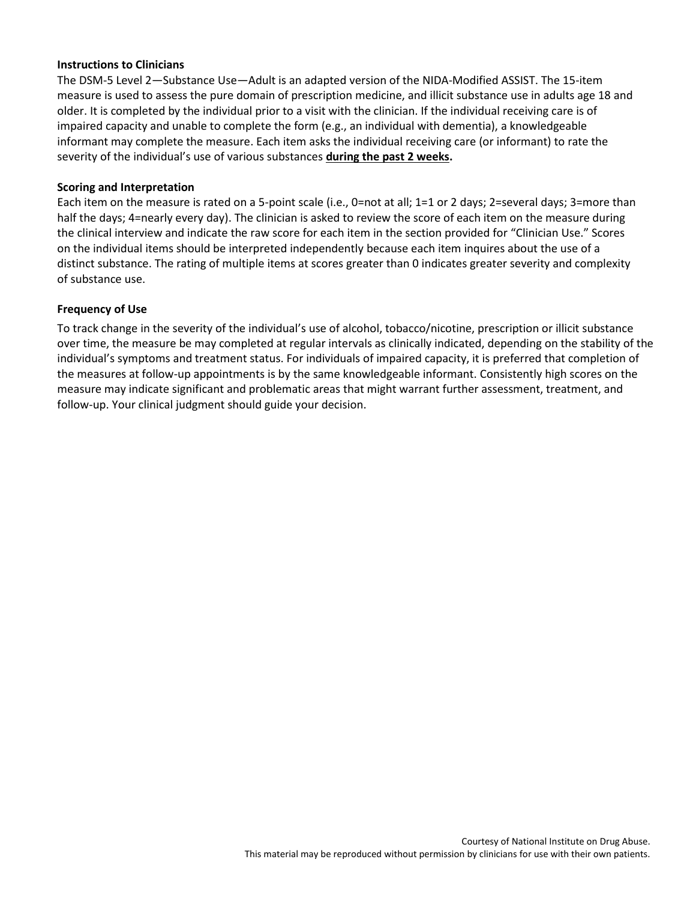**Instructions to Clinicians**

The DSM-5 Level 2—Substance Use—Adult is an adapted version of the NIDA-Modified ASSIST. The 15-item measure is used to assess the pure domain of prescription medicine, and illicit substance use in adults age 18 and older. It is completed by the individual prior to a visit with the clinician. If the individual receiving care is of impaired capacity and unable to complete the form (e.g., an individual with dementia), a knowledgeable informant may complete the measure. Each item asks the individual receiving care (or informant) to rate the severity of the individual's use of various substances **during the past 2 weeks.**

**Scoring and Interpretation**

Each item on the measure is rated on a 5-point scale (i.e., 0=not at all; 1=1 or 2 days; 2=several days; 3=more than half the days; 4=nearly every day). The clinician is asked to review the score of each item on the measure during the clinical interview and indicate the raw score for each item in the section provided for "Clinician Use." Scores on the individual items should be interpreted independently because each item inquires about the use of a distinct substance. The rating of multiple items at scores greater than 0 indicates greater severity and complexity of substance use.

**Frequency of Use**

To track change in the severity of the individual's use of alcohol, tobacco/nicotine, prescription or illicit substance over time, the measure be may completed at regular intervals as clinically indicated, depending on the stability of the individual's symptoms and treatment status. For individuals of impaired capacity, it is preferred that completion of the measures at follow-up appointments is by the same knowledgeable informant. Consistently high scores on the measure may indicate significant and problematic areas that might warrant further assessment, treatment, and follow-up. Your clinical judgment should guide your decision.

Courtesy of National Institute on Drug Abuse.
This material may be reproduced without permission by clinicians for use with their own patients.